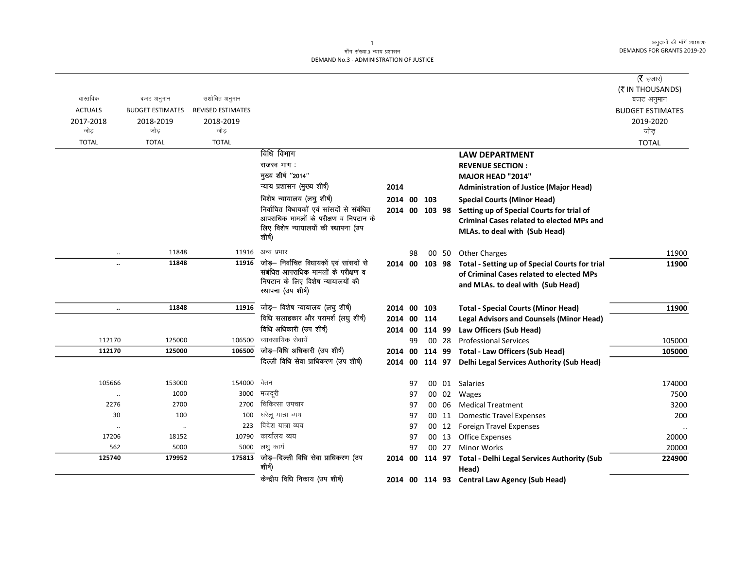मॉंग संख्या.3 न्याय प्रशासन
DEMAND No.3 - ADMINISTRATION OF JUSTICE

(₹ हजार)
(₹ IN THOUSANDS)

| वास्तविक ACTUALS 2017-2018 जोड़ TOTAL | बजट अनुमान BUDGET ESTIMATES 2018-2019 जोड़ TOTAL | संशोधित अनुमान REVISED ESTIMATES 2018-2019 जोड़ TOTAL | | | | | | | | बजट अनुमान BUDGET ESTIMATES 2019-2020 जोड़ TOTAL |
|---|---|---|---|---|---|---|---|---|---|---|
| | | | विधि विभाग | | | | | | **LAW DEPARTMENT** | |
| | | | राजस्व भाग : | | | | | | **REVENUE SECTION :** | |
| | | | मुख्य शीर्ष ''2014'' | | | | | | **MAJOR HEAD "2014"** | |
| | | | न्याय प्रशासन (मुख्य शीर्ष) | **2014** | | | | | **Administration of Justice (Major Head)** | |
| | | | विशेष न्यायालय (लघु शीर्ष) | **2014** | **00** | **103** | | | **Special Courts (Minor Head)** | |
| | | | निर्वाचित विधायकों एवं सांसदों से संबंधित आपराधिक मामलों के परीक्षण व निपटान के लिए विशेष न्यायालयों की स्थापना (उप शीर्ष) | **2014** | **00** | **103** | **98** | | **Setting up of Special Courts for trial of Criminal Cases related to elected MPs and MLAs. to deal with (Sub Head)** | |
| .. | 11848 | 11916 | अन्य प्रभार | | 98 | | 00 | 50 | Other Charges | 11900 |
| **..** | **11848** | **11916** | जोड़– निर्वाचित विधायकों एवं सांसदों से संबंधित आपराधिक मामलों के परीक्षण व निपटान के लिए विशेष न्यायालयों की स्थापना (उप शीर्ष) | **2014** | **00** | **103** | **98** | | **Total - Setting up of Special Courts for trial of Criminal Cases related to elected MPs and MLAs. to deal with (Sub Head)** | **11900** |
| **..** | **11848** | **11916** | जोड़– विशेष न्यायालय (लघु शीर्ष) | **2014** | **00** | **103** | | | **Total - Special Courts (Minor Head)** | **11900** |
| | | | विधि सलाहकार और परामर्श (लघु शीर्ष) | **2014** | **00** | **114** | | | **Legal Advisors and Counsels (Minor Head)** | |
| | | | विधि अधिकारी (उप शीर्ष) | **2014** | **00** | **114** | **99** | | **Law Officers (Sub Head)** | |
| 112170 | 125000 | 106500 | व्यावसायिक सेवायें | | 99 | | 00 | 28 | Professional Services | 105000 |
| **112170** | **125000** | **106500** | जोड़–विधि अधिकारी (उप शीर्ष) | **2014** | **00** | **114** | **99** | | **Total - Law Officers (Sub Head)** | **105000** |
| | | | दिल्ली विधि सेवा प्राधिकरण (उप शीर्ष) | **2014** | **00** | **114** | **97** | | **Delhi Legal Services Authority (Sub Head)** | |
| 105666 | 153000 | 154000 | वेतन | | 97 | | 00 | 01 | Salaries | 174000 |
| .. | 1000 | 3000 | मजदूरी | | 97 | | 00 | 02 | Wages | 7500 |
| 2276 | 2700 | 2700 | चिकित्सा उपचार | | 97 | | 00 | 06 | Medical Treatment | 3200 |
| 30 | 100 | 100 | घरेलू यात्रा व्यय | | 97 | | 00 | 11 | Domestic Travel Expenses | 200 |
| .. | .. | 223 | विदेश यात्रा व्यय | | 97 | | 00 | 12 | Foreign Travel Expenses | .. |
| 17206 | 18152 | 10790 | कार्यालय व्यय | | 97 | | 00 | 13 | Office Expenses | 20000 |
| 562 | 5000 | 5000 | लघु कार्य | | 97 | | 00 | 27 | Minor Works | 20000 |
| **125740** | **179952** | **175813** | जोड़–दिल्ली विधि सेवा प्राधिकरण (उप शीर्ष) | **2014** | **00** | **114** | **97** | | **Total - Delhi Legal Services Authority (Sub Head)** | **224900** |
| | | | केन्द्रीय विधि निकाय (उप शीर्ष) | **2014** | **00** | **114** | **93** | | **Central Law Agency (Sub Head)** | |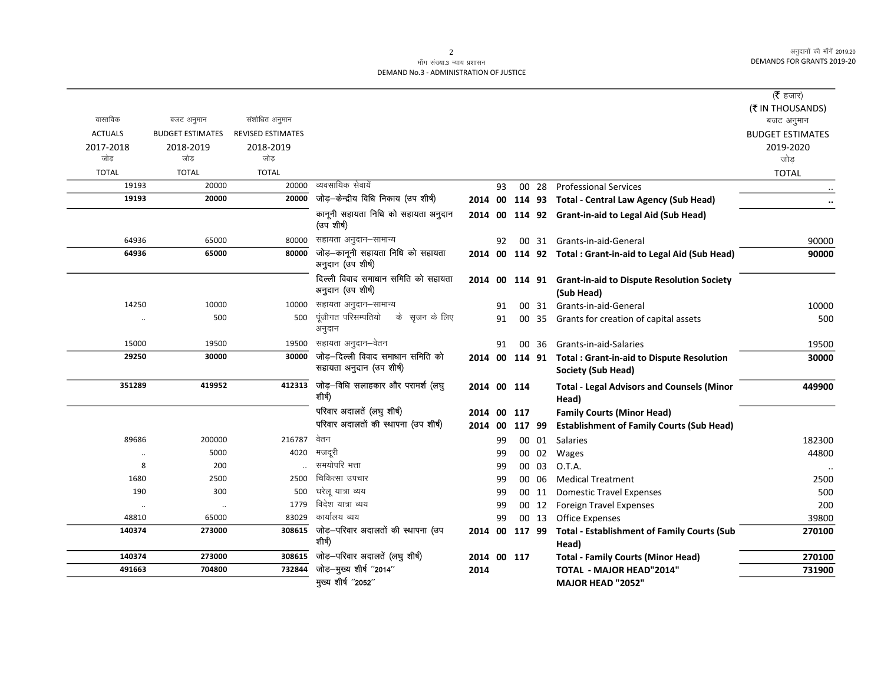मॉंग संख्या.3 न्याय प्रशासन
DEMAND No.3 - ADMINISTRATION OF JUSTICE

| वास्तविक ACTUALS 2017-2018 जोड़ TOTAL | बजट अनुमान BUDGET ESTIMATES 2018-2019 जोड़ TOTAL | संशोधित अनुमान REVISED ESTIMATES 2018-2019 जोड़ TOTAL | | | | | | | (₹ हजार) (₹ IN THOUSANDS) बजट अनुमान BUDGET ESTIMATES 2019-2020 जोड़ TOTAL |
|---|---|---|---|---|---|---|---|---|---|
| 19193 | 20000 | 20000 | व्यवसायिक सेवायें | | | 93 | 00 28 | Professional Services | .. |
| **19193** | **20000** | **20000** | **जोड़–केन्द्रीय विधि निकाय (उप शीर्ष)** | **2014** | **00** | **114** | **93** | **Total - Central Law Agency (Sub Head)** | **..** |
| | | | **कानूनी सहायता निधि को सहायता अनुदान (उप शीर्ष)** | **2014** | **00** | **114** | **92** | **Grant-in-aid to Legal Aid (Sub Head)** | |
| 64936 | 65000 | 80000 | सहायता अनुदान–सामान्य | | | 92 | 00 31 | Grants-in-aid-General | 90000 |
| **64936** | **65000** | **80000** | **जोड़–कानूनी सहायता निधि को सहायता अनुदान (उप शीर्ष)** | **2014** | **00** | **114** | **92** | **Total : Grant-in-aid to Legal Aid (Sub Head)** | **90000** |
| | | | **दिल्ली विवाद समाधान समिति को सहायता अनुदान (उप शीर्ष)** | **2014** | **00** | **114** | **91** | **Grant-in-aid to Dispute Resolution Society (Sub Head)** | |
| 14250 | 10000 | 10000 | सहायता अनुदान–सामान्य | | | 91 | 00 31 | Grants-in-aid-General | 10000 |
| .. | 500 | 500 | पूंजीगत परिसम्पतियो के सृजन के लिए अनुदान | | | 91 | 00 35 | Grants for creation of capital assets | 500 |
| 15000 | 19500 | 19500 | सहायता अनुदान–वेतन | | | 91 | 00 36 | Grants-in-aid-Salaries | 19500 |
| **29250** | **30000** | **30000** | **जोड़–दिल्ली विवाद समाधान समिति को सहायता अनुदान (उप शीर्ष)** | **2014** | **00** | **114** | **91** | **Total : Grant-in-aid to Dispute Resolution Society (Sub Head)** | **30000** |
| **351289** | **419952** | **412313** | **जोड़–विधि सलाहकार और परामर्श (लघु शीर्ष)** | **2014** | **00** | **114** | | **Total - Legal Advisors and Counsels (Minor Head)** | **449900** |
| | | | **परिवार अदालतें (लघु शीर्ष)** | **2014** | **00** | **117** | | **Family Courts (Minor Head)** | |
| | | | **परिवार अदालतों की स्थापना (उप शीर्ष)** | **2014** | **00** | **117** | **99** | **Establishment of Family Courts (Sub Head)** | |
| 89686 | 200000 | 216787 | वेतन | | | 99 | 00 01 | Salaries | 182300 |
| .. | 5000 | 4020 | मजदूरी | | | 99 | 00 02 | Wages | 44800 |
| 8 | 200 | .. | समयोपरि भत्ता | | | 99 | 00 03 | O.T.A. | .. |
| 1680 | 2500 | 2500 | चिकित्सा उपचार | | | 99 | 00 06 | Medical Treatment | 2500 |
| 190 | 300 | 500 | घरेलू यात्रा व्यय | | | 99 | 00 11 | Domestic Travel Expenses | 500 |
| .. | .. | 1779 | विदेश यात्रा व्यय | | | 99 | 00 12 | Foreign Travel Expenses | 200 |
| 48810 | 65000 | 83029 | कार्यालय व्यय | | | 99 | 00 13 | Office Expenses | 39800 |
| **140374** | **273000** | **308615** | **जोड़–परिवार अदालतों की स्थापना (उप शीर्ष)** | **2014** | **00** | **117** | **99** | **Total - Establishment of Family Courts (Sub Head)** | **270100** |
| **140374** | **273000** | **308615** | **जोड़–परिवार अदालतें (लघु शीर्ष)** | **2014** | **00** | **117** | | **Total - Family Courts (Minor Head)** | **270100** |
| **491663** | **704800** | **732844** | **जोड़–मुख्य शीर्ष "2014"** | **2014** | | | | **TOTAL - MAJOR HEAD"2014"** | **731900** |
| | | | **मुख्य शीर्ष "2052"** | | | | | **MAJOR HEAD "2052"** | |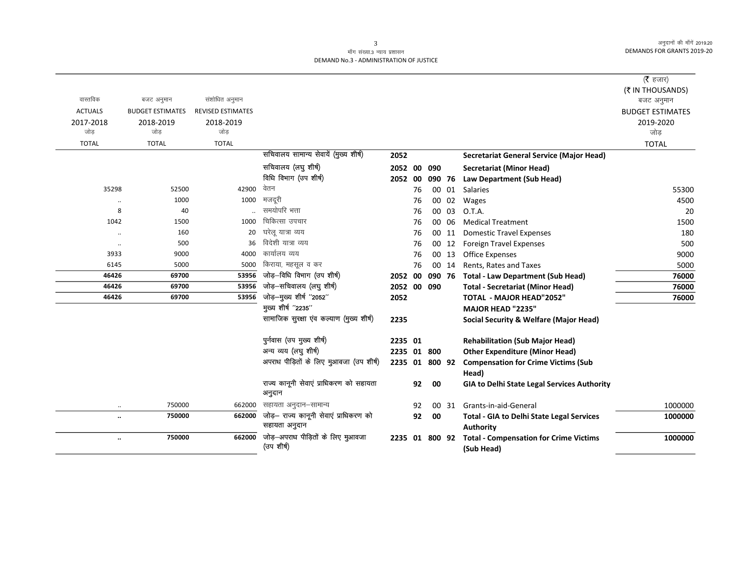माँग संख्या.3 न्याय प्रशासन
DEMAND No.3 - ADMINISTRATION OF JUSTICE

(₹ हजार)
(₹ IN THOUSANDS)

| वास्तविक ACTUALS 2017-2018 जोड़ TOTAL | बजट अनुमान BUDGET ESTIMATES 2018-2019 जोड़ TOTAL | संशोधित अनुमान REVISED ESTIMATES 2018-2019 जोड़ TOTAL | | | | | | | बजट अनुमान BUDGET ESTIMATES 2019-2020 जोड़ TOTAL |
|---|---|---|---|---|---|---|---|---|---|
| | | | सचिवालय सामान्य सेवायें (मुख्य शीर्ष) | 2052 | | | | **Secretariat General Service (Major Head)** | |
| | | | सचिवालय (लघु शीर्ष) | 2052 | 00 | 090 | | **Secretariat (Minor Head)** | |
| | | | विधि विभाग (उप शीर्ष) | 2052 | 00 | 090 | 76 | **Law Department (Sub Head)** | |
| 35298 | 52500 | 42900 | वेतन | | 76 | 00 | 01 | Salaries | 55300 |
| .. | 1000 | 1000 | मजदूरी | | 76 | 00 | 02 | Wages | 4500 |
| 8 | 40 | .. | समयोपरि भत्ता | | 76 | 00 | 03 | O.T.A. | 20 |
| 1042 | 1500 | 1000 | चिकित्सा उपचार | | 76 | 00 | 06 | Medical Treatment | 1500 |
| .. | 160 | 20 | घरेलू यात्रा व्यय | | 76 | 00 | 11 | Domestic Travel Expenses | 180 |
| .. | 500 | 36 | विदेशी यात्रा व्यय | | 76 | 00 | 12 | Foreign Travel Expenses | 500 |
| 3933 | 9000 | 4000 | कार्यालय व्यय | | 76 | 00 | 13 | Office Expenses | 9000 |
| 6145 | 5000 | 5000 | किराया, महसूल व कर | | 76 | 00 | 14 | Rents, Rates and Taxes | 5000 |
| **46426** | **69700** | **53956** | जोड़–विधि विभाग (उप शीर्ष) | 2052 | 00 | 090 | 76 | **Total - Law Department (Sub Head)** | **76000** |
| **46426** | **69700** | **53956** | जोड़–सचिवालय (लघु शीर्ष) | 2052 | 00 | 090 | | **Total - Secretariat (Minor Head)** | **76000** |
| **46426** | **69700** | **53956** | जोड़–मुख्य शीर्ष "2052" | 2052 | | | | **TOTAL - MAJOR HEAD"2052"** | **76000** |
| | | | मुख्य शीर्ष "2235" | | | | | **MAJOR HEAD "2235"** | |
| | | | सामाजिक सुरक्षा एंव कल्याण (मुख्य शीर्ष) | 2235 | | | | **Social Security & Welfare (Major Head)** | |
| | | | पुर्नवास (उप मुख्य शीर्ष) | 2235 | 01 | | | **Rehabilitation (Sub Major Head)** | |
| | | | अन्य व्यय (लघु शीर्ष) | 2235 | 01 | 800 | | **Other Expenditure (Minor Head)** | |
| | | | अपराध पीड़ितों के लिए मुआवजा (उप शीर्ष) | 2235 | 01 | 800 | 92 | **Compensation for Crime Victims (Sub Head)** | |
| | | | राज्य कानूनी सेवाएं प्राधिकरण को सहायता अनुदान | | 92 | 00 | | **GIA to Delhi State Legal Services Authority** | |
| .. | 750000 | 662000 | सहायता अनुदान–सामान्य | | 92 | 00 | 31 | Grants-in-aid-General | 1000000 |
| **..** | **750000** | **662000** | जोड़– राज्य कानूनी सेवाएं प्राधिकरण को सहायता अनुदान | | 92 | 00 | | **Total - GIA to Delhi State Legal Services Authority** | **1000000** |
| **..** | **750000** | **662000** | जोड़–अपराध पीड़ितों के लिए मुआवजा (उप शीर्ष) | 2235 | 01 | 800 | 92 | **Total - Compensation for Crime Victims (Sub Head)** | **1000000** |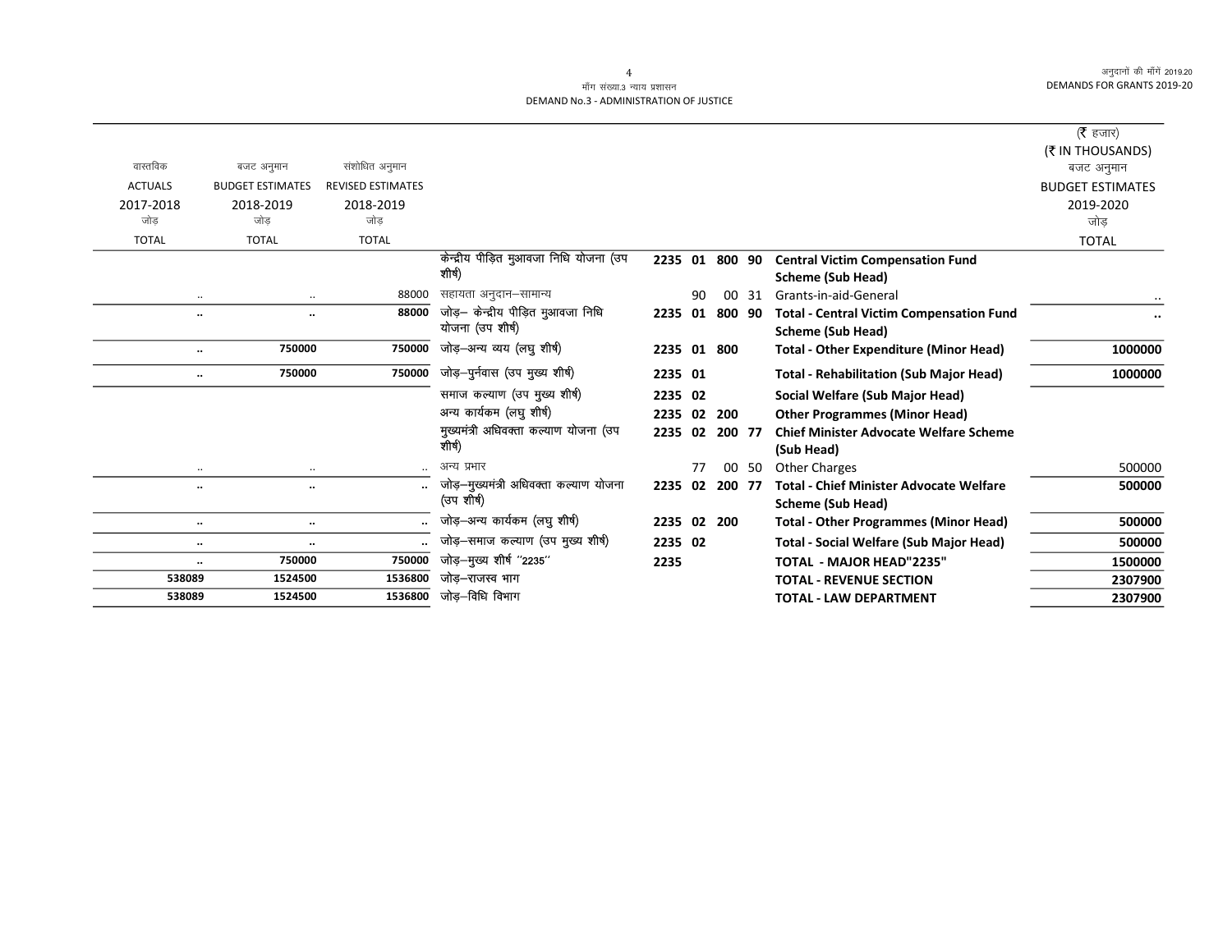मॉंग संख्या.3 न्याय प्रशासन
DEMAND No.3 - ADMINISTRATION OF JUSTICE

(₹ हजार)
(₹ IN THOUSANDS)

| वास्तविक ACTUALS 2017-2018 जोड़ TOTAL | बजट अनुमान BUDGET ESTIMATES 2018-2019 जोड़ TOTAL | संशोधित अनुमान REVISED ESTIMATES 2018-2019 जोड़ TOTAL | | | | | | | बजट अनुमान BUDGET ESTIMATES 2019-2020 जोड़ TOTAL |
|---|---|---|---|---|---|---|---|---|---|
| | | | केन्द्रीय पीड़ित मुआवजा निधि योजना (उप शीर्ष) | 2235 | 01 | 800 | 90 | **Central Victim Compensation Fund Scheme (Sub Head)** | |
| .. | .. | 88000 | सहायता अनुदान–सामान्य | | 90 | 00 | 31 | Grants-in-aid-General | .. |
| .. | .. | 88000 | जोड़– केन्द्रीय पीड़ित मुआवजा निधि योजना (उप शीर्ष) | 2235 | 01 | 800 | 90 | **Total - Central Victim Compensation Fund Scheme (Sub Head)** | .. |
| .. | 750000 | 750000 | जोड़–अन्य व्यय (लघु शीर्ष) | 2235 | 01 | 800 | | **Total - Other Expenditure (Minor Head)** | 1000000 |
| .. | 750000 | 750000 | जोड़–पुर्नवास (उप मुख्य शीर्ष) | 2235 | 01 | | | **Total - Rehabilitation (Sub Major Head)** | 1000000 |
| | | | समाज कल्याण (उप मुख्य शीर्ष) | 2235 | 02 | | | **Social Welfare (Sub Major Head)** | |
| | | | अन्य कार्यकम (लघु शीर्ष) | 2235 | 02 | 200 | | **Other Programmes (Minor Head)** | |
| | | | मुख्यमंत्री अधिवक्ता कल्याण योजना (उप शीर्ष) | 2235 | 02 | 200 | 77 | **Chief Minister Advocate Welfare Scheme (Sub Head)** | |
| .. | .. | .. | अन्य प्रभार | | 77 | 00 | 50 | Other Charges | 500000 |
| .. | .. | .. | जोड़–मुख्यमंत्री अधिवक्ता कल्याण योजना (उप शीर्ष) | 2235 | 02 | 200 | 77 | **Total - Chief Minister Advocate Welfare Scheme (Sub Head)** | 500000 |
| .. | .. | .. | जोड़–अन्य कार्यकम (लघु शीर्ष) | 2235 | 02 | 200 | | **Total - Other Programmes (Minor Head)** | 500000 |
| .. | .. | .. | जोड़–समाज कल्याण (उप मुख्य शीर्ष) | 2235 | 02 | | | **Total - Social Welfare (Sub Major Head)** | 500000 |
| .. | 750000 | 750000 | जोड़–मुख्य शीर्ष "2235" | 2235 | | | | **TOTAL - MAJOR HEAD"2235"** | 1500000 |
| 538089 | 1524500 | 1536800 | जोड़–राजस्व भाग | | | | | **TOTAL - REVENUE SECTION** | 2307900 |
| 538089 | 1524500 | 1536800 | जोड़–विधि विभाग | | | | | **TOTAL - LAW DEPARTMENT** | 2307900 |